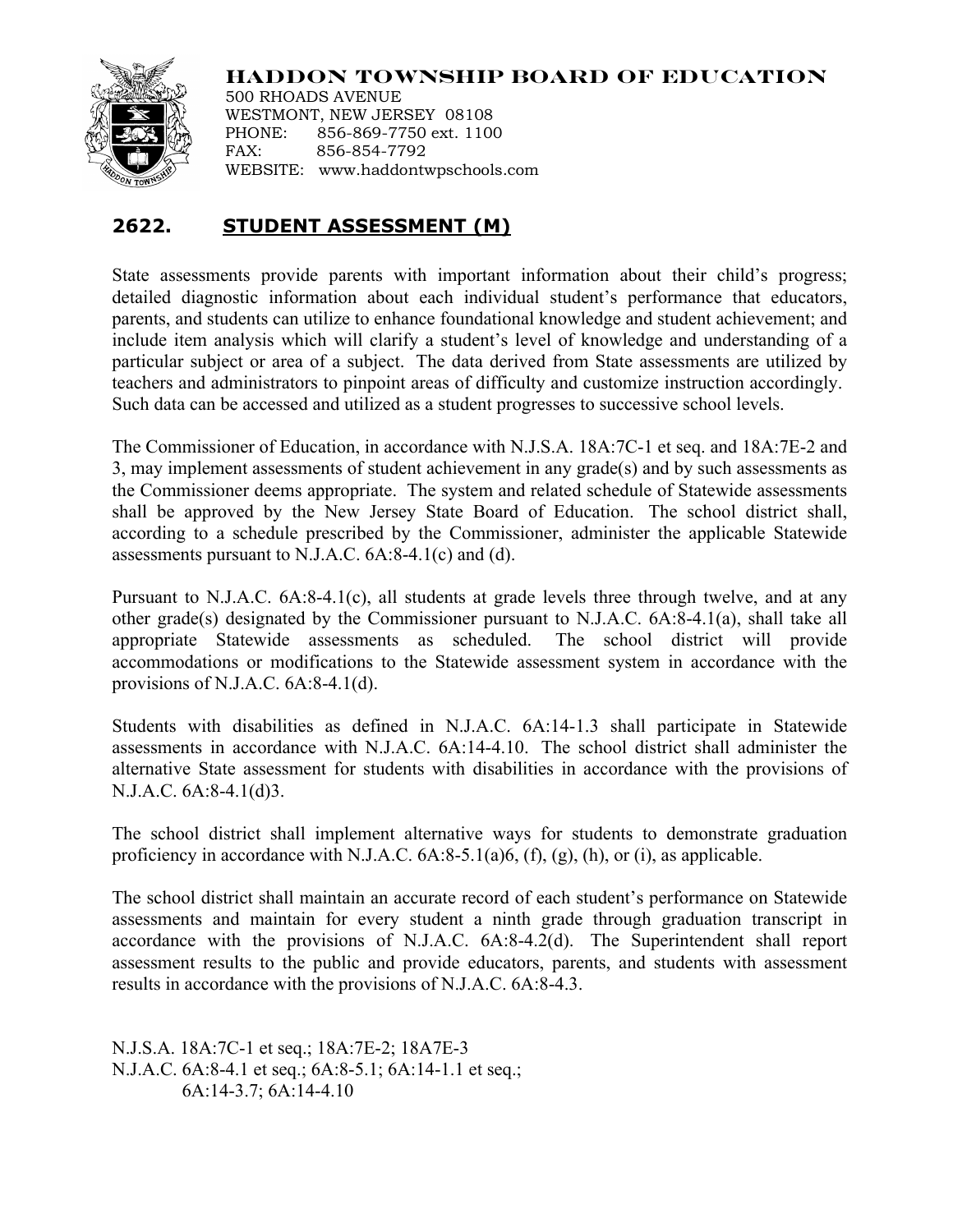**HADDON TOWNSHIP BOARD OF EDUCATION**
500 RHOADS AVENUE
WESTMONT, NEW JERSEY 08108
PHONE: 856-869-7750 ext. 1100
FAX: 856-854-7792
WEBSITE: www.haddontwpschools.com

## 2622. STUDENT ASSESSMENT (M)

State assessments provide parents with important information about their child's progress; detailed diagnostic information about each individual student's performance that educators, parents, and students can utilize to enhance foundational knowledge and student achievement; and include item analysis which will clarify a student's level of knowledge and understanding of a particular subject or area of a subject. The data derived from State assessments are utilized by teachers and administrators to pinpoint areas of difficulty and customize instruction accordingly. Such data can be accessed and utilized as a student progresses to successive school levels.

The Commissioner of Education, in accordance with N.J.S.A. 18A:7C-1 et seq. and 18A:7E-2 and 3, may implement assessments of student achievement in any grade(s) and by such assessments as the Commissioner deems appropriate. The system and related schedule of Statewide assessments shall be approved by the New Jersey State Board of Education. The school district shall, according to a schedule prescribed by the Commissioner, administer the applicable Statewide assessments pursuant to N.J.A.C. 6A:8-4.1(c) and (d).

Pursuant to N.J.A.C. 6A:8-4.1(c), all students at grade levels three through twelve, and at any other grade(s) designated by the Commissioner pursuant to N.J.A.C. 6A:8-4.1(a), shall take all appropriate Statewide assessments as scheduled. The school district will provide accommodations or modifications to the Statewide assessment system in accordance with the provisions of N.J.A.C. 6A:8-4.1(d).

Students with disabilities as defined in N.J.A.C. 6A:14-1.3 shall participate in Statewide assessments in accordance with N.J.A.C. 6A:14-4.10. The school district shall administer the alternative State assessment for students with disabilities in accordance with the provisions of N.J.A.C. 6A:8-4.1(d)3.

The school district shall implement alternative ways for students to demonstrate graduation proficiency in accordance with N.J.A.C. 6A:8-5.1(a)6, (f), (g), (h), or (i), as applicable.

The school district shall maintain an accurate record of each student's performance on Statewide assessments and maintain for every student a ninth grade through graduation transcript in accordance with the provisions of N.J.A.C. 6A:8-4.2(d). The Superintendent shall report assessment results to the public and provide educators, parents, and students with assessment results in accordance with the provisions of N.J.A.C. 6A:8-4.3.

N.J.S.A. 18A:7C-1 et seq.; 18A:7E-2; 18A7E-3
N.J.A.C. 6A:8-4.1 et seq.; 6A:8-5.1; 6A:14-1.1 et seq.;
6A:14-3.7; 6A:14-4.10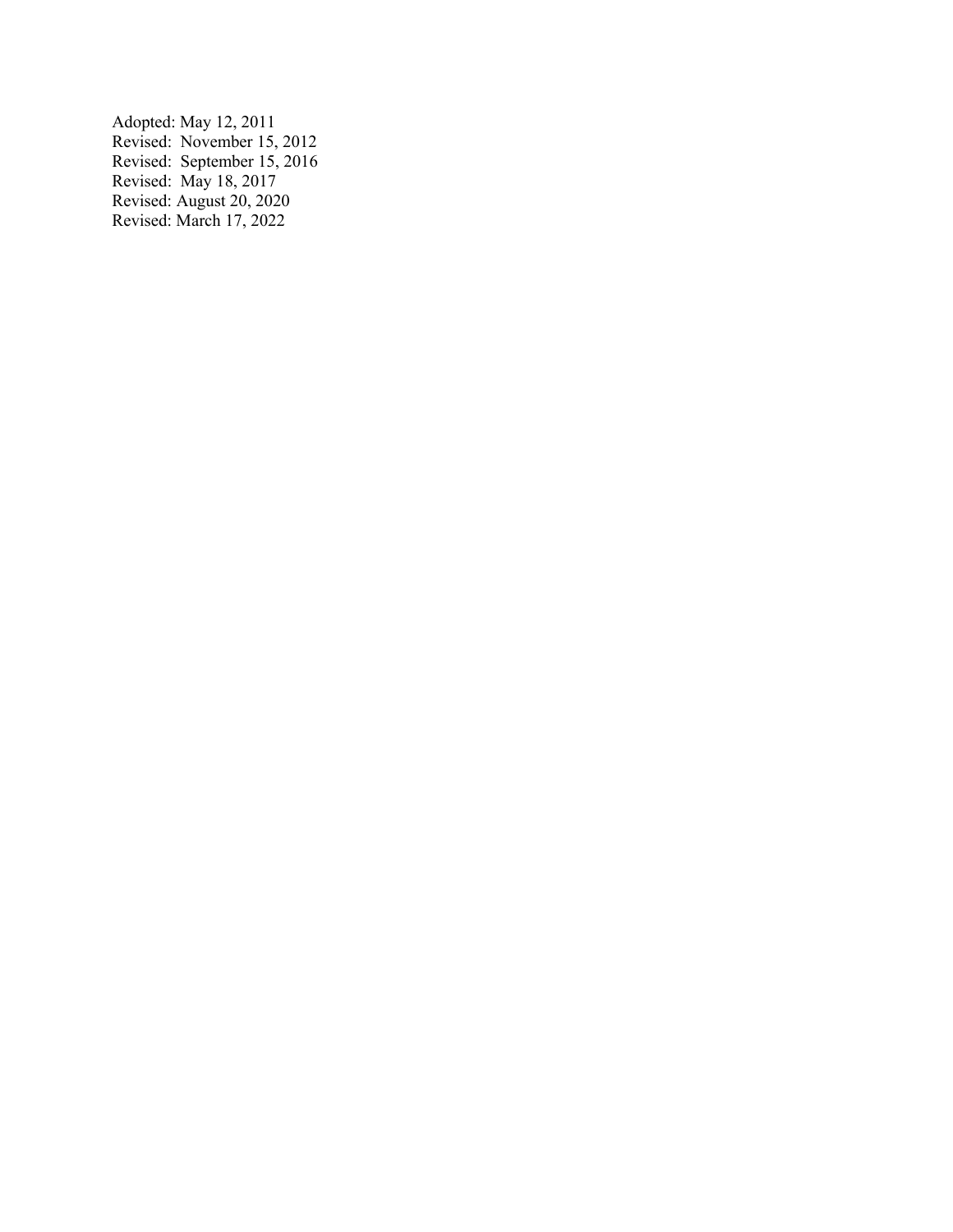Adopted: May 12, 2011
Revised: November 15, 2012
Revised: September 15, 2016
Revised: May 18, 2017
Revised: August 20, 2020
Revised: March 17, 2022